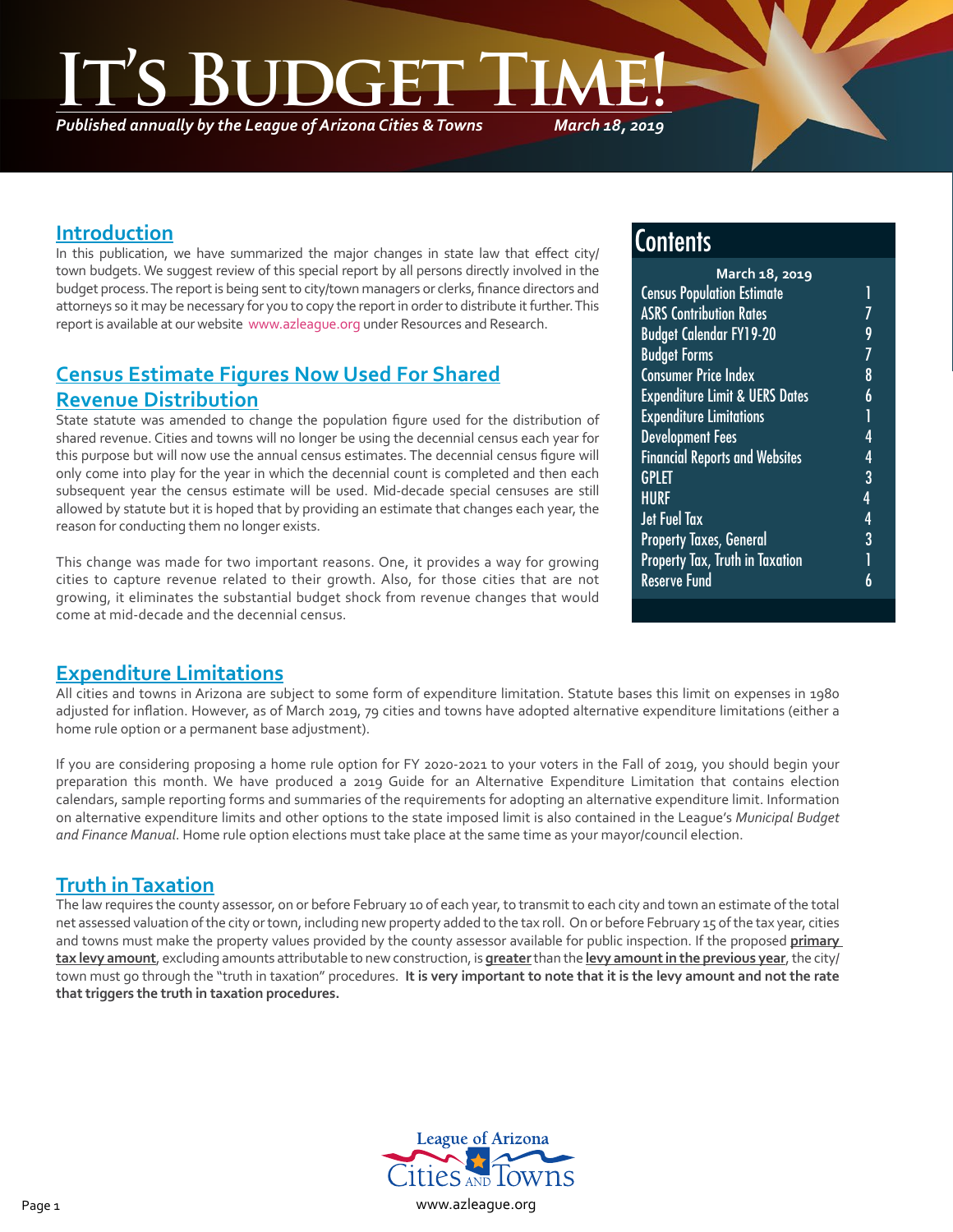# It's Budget Time!

*Published annually by the League of Arizona Cities & Towns* *March 18, 2019*

## Contents

**March 18, 2019**

| | |
|---|---|
| Census Population Estimate | 1 |
| ASRS Contribution Rates | 7 |
| Budget Calendar FY19-20 | 9 |
| Budget Forms | 7 |
| Consumer Price Index | 8 |
| Expenditure Limit & UERS Dates | 6 |
| Expenditure Limitations | 1 |
| Development Fees | 4 |
| Financial Reports and Websites | 4 |
| GPLET | 3 |
| HURF | 4 |
| Jet Fuel Tax | 4 |
| Property Taxes, General | 3 |
| Property Tax, Truth in Taxation | 1 |
| Reserve Fund | 6 |

## Introduction

In this publication, we have summarized the major changes in state law that effect city/town budgets. We suggest review of this special report by all persons directly involved in the budget process. The report is being sent to city/town managers or clerks, finance directors and attorneys so it may be necessary for you to copy the report in order to distribute it further. This report is available at our website www.azleague.org under Resources and Research.

## Census Estimate Figures Now Used For Shared Revenue Distribution

State statute was amended to change the population figure used for the distribution of shared revenue. Cities and towns will no longer be using the decennial census each year for this purpose but will now use the annual census estimates. The decennial census figure will only come into play for the year in which the decennial count is completed and then each subsequent year the census estimate will be used. Mid-decade special censuses are still allowed by statute but it is hoped that by providing an estimate that changes each year, the reason for conducting them no longer exists.

This change was made for two important reasons. One, it provides a way for growing cities to capture revenue related to their growth. Also, for those cities that are not growing, it eliminates the substantial budget shock from revenue changes that would come at mid-decade and the decennial census.

## Expenditure Limitations

All cities and towns in Arizona are subject to some form of expenditure limitation. Statute bases this limit on expenses in 1980 adjusted for inflation. However, as of March 2019, 79 cities and towns have adopted alternative expenditure limitations (either a home rule option or a permanent base adjustment).

If you are considering proposing a home rule option for FY 2020-2021 to your voters in the Fall of 2019, you should begin your preparation this month. We have produced a 2019 Guide for an Alternative Expenditure Limitation that contains election calendars, sample reporting forms and summaries of the requirements for adopting an alternative expenditure limit. Information on alternative expenditure limits and other options to the state imposed limit is also contained in the League's *Municipal Budget and Finance Manual*. Home rule option elections must take place at the same time as your mayor/council election.

## Truth in Taxation

The law requires the county assessor, on or before February 10 of each year, to transmit to each city and town an estimate of the total net assessed valuation of the city or town, including new property added to the tax roll. On or before February 15 of the tax year, cities and towns must make the property values provided by the county assessor available for public inspection. If the proposed **primary tax levy amount**, excluding amounts attributable to new construction, is **greater** than the **levy amount in the previous year**, the city/town must go through the "truth in taxation" procedures. **It is very important to note that it is the levy amount and not the rate that triggers the truth in taxation procedures.**

League of Arizona Cities and Towns

www.azleague.org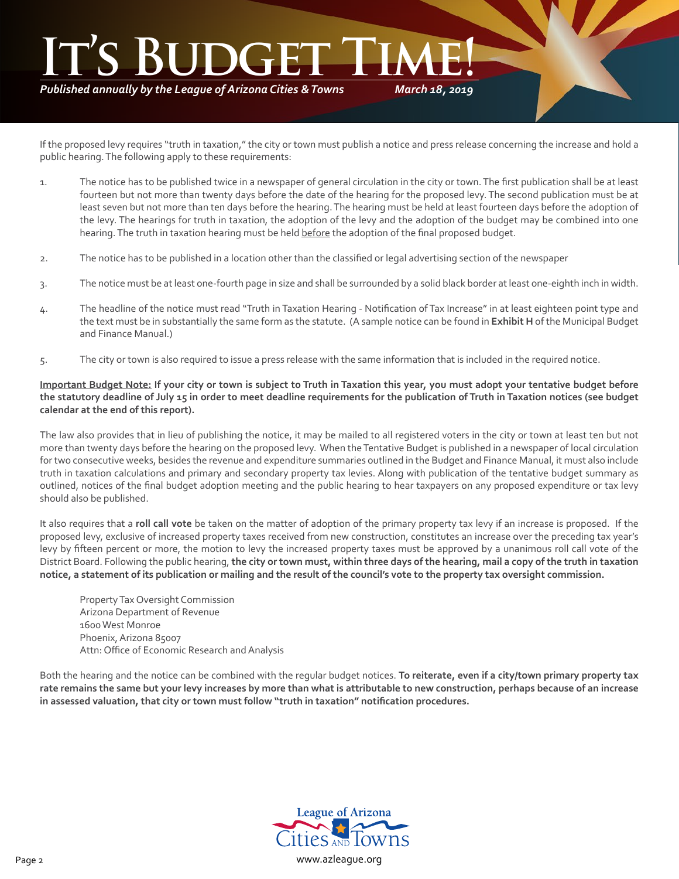If the proposed levy requires "truth in taxation," the city or town must publish a notice and press release concerning the increase and hold a public hearing. The following apply to these requirements:

1. The notice has to be published twice in a newspaper of general circulation in the city or town. The first publication shall be at least fourteen but not more than twenty days before the date of the hearing for the proposed levy. The second publication must be at least seven but not more than ten days before the hearing. The hearing must be held at least fourteen days before the adoption of the levy. The hearings for truth in taxation, the adoption of the levy and the adoption of the budget may be combined into one hearing. The truth in taxation hearing must be held <u>before</u> the adoption of the final proposed budget.

2. The notice has to be published in a location other than the classified or legal advertising section of the newspaper

3. The notice must be at least one-fourth page in size and shall be surrounded by a solid black border at least one-eighth inch in width.

4. The headline of the notice must read "Truth in Taxation Hearing - Notification of Tax Increase" in at least eighteen point type and the text must be in substantially the same form as the statute. (A sample notice can be found in **Exhibit H** of the Municipal Budget and Finance Manual.)

5. The city or town is also required to issue a press release with the same information that is included in the required notice.

**<u>Important Budget Note:</u> If your city or town is subject to Truth in Taxation this year, you must adopt your tentative budget before the statutory deadline of July 15 in order to meet deadline requirements for the publication of Truth in Taxation notices (see budget calendar at the end of this report).**

The law also provides that in lieu of publishing the notice, it may be mailed to all registered voters in the city or town at least ten but not more than twenty days before the hearing on the proposed levy. When the Tentative Budget is published in a newspaper of local circulation for two consecutive weeks, besides the revenue and expenditure summaries outlined in the Budget and Finance Manual, it must also include truth in taxation calculations and primary and secondary property tax levies. Along with publication of the tentative budget summary as outlined, notices of the final budget adoption meeting and the public hearing to hear taxpayers on any proposed expenditure or tax levy should also be published.

It also requires that a **roll call vote** be taken on the matter of adoption of the primary property tax levy if an increase is proposed. If the proposed levy, exclusive of increased property taxes received from new construction, constitutes an increase over the preceding tax year's levy by fifteen percent or more, the motion to levy the increased property taxes must be approved by a unanimous roll call vote of the District Board. Following the public hearing, **the city or town must, within three days of the hearing, mail a copy of the truth in taxation notice, a statement of its publication or mailing and the result of the council's vote to the property tax oversight commission.**

Property Tax Oversight Commission
Arizona Department of Revenue
1600 West Monroe
Phoenix, Arizona 85007
Attn: Office of Economic Research and Analysis

Both the hearing and the notice can be combined with the regular budget notices. **To reiterate, even if a city/town primary property tax rate remains the same but your levy increases by more than what is attributable to new construction, perhaps because of an increase in assessed valuation, that city or town must follow "truth in taxation" notification procedures.**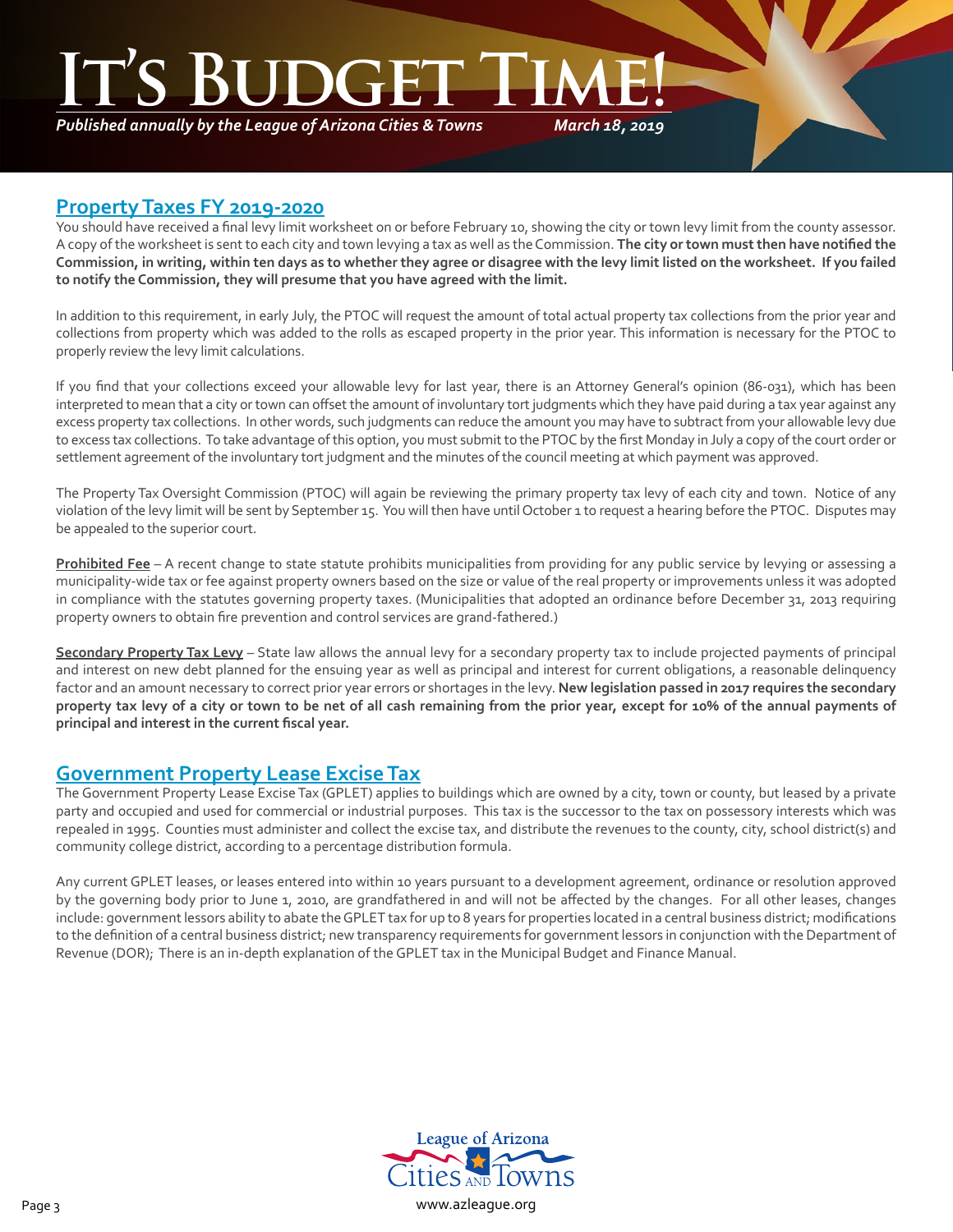## Property Taxes FY 2019-2020

You should have received a final levy limit worksheet on or before February 10, showing the city or town levy limit from the county assessor. A copy of the worksheet is sent to each city and town levying a tax as well as the Commission. **The city or town must then have notified the Commission, in writing, within ten days as to whether they agree or disagree with the levy limit listed on the worksheet. If you failed to notify the Commission, they will presume that you have agreed with the limit.**

In addition to this requirement, in early July, the PTOC will request the amount of total actual property tax collections from the prior year and collections from property which was added to the rolls as escaped property in the prior year. This information is necessary for the PTOC to properly review the levy limit calculations.

If you find that your collections exceed your allowable levy for last year, there is an Attorney General's opinion (86-031), which has been interpreted to mean that a city or town can offset the amount of involuntary tort judgments which they have paid during a tax year against any excess property tax collections. In other words, such judgments can reduce the amount you may have to subtract from your allowable levy due to excess tax collections. To take advantage of this option, you must submit to the PTOC by the first Monday in July a copy of the court order or settlement agreement of the involuntary tort judgment and the minutes of the council meeting at which payment was approved.

The Property Tax Oversight Commission (PTOC) will again be reviewing the primary property tax levy of each city and town. Notice of any violation of the levy limit will be sent by September 15. You will then have until October 1 to request a hearing before the PTOC. Disputes may be appealed to the superior court.

**Prohibited Fee** – A recent change to state statute prohibits municipalities from providing for any public service by levying or assessing a municipality-wide tax or fee against property owners based on the size or value of the real property or improvements unless it was adopted in compliance with the statutes governing property taxes. (Municipalities that adopted an ordinance before December 31, 2013 requiring property owners to obtain fire prevention and control services are grand-fathered.)

**Secondary Property Tax Levy** – State law allows the annual levy for a secondary property tax to include projected payments of principal and interest on new debt planned for the ensuing year as well as principal and interest for current obligations, a reasonable delinquency factor and an amount necessary to correct prior year errors or shortages in the levy. **New legislation passed in 2017 requires the secondary property tax levy of a city or town to be net of all cash remaining from the prior year, except for 10% of the annual payments of principal and interest in the current fiscal year.**

## Government Property Lease Excise Tax

The Government Property Lease Excise Tax (GPLET) applies to buildings which are owned by a city, town or county, but leased by a private party and occupied and used for commercial or industrial purposes. This tax is the successor to the tax on possessory interests which was repealed in 1995. Counties must administer and collect the excise tax, and distribute the revenues to the county, city, school district(s) and community college district, according to a percentage distribution formula.

Any current GPLET leases, or leases entered into within 10 years pursuant to a development agreement, ordinance or resolution approved by the governing body prior to June 1, 2010, are grandfathered in and will not be affected by the changes. For all other leases, changes include: government lessors ability to abate the GPLET tax for up to 8 years for properties located in a central business district; modifications to the definition of a central business district; new transparency requirements for government lessors in conjunction with the Department of Revenue (DOR); There is an in-depth explanation of the GPLET tax in the Municipal Budget and Finance Manual.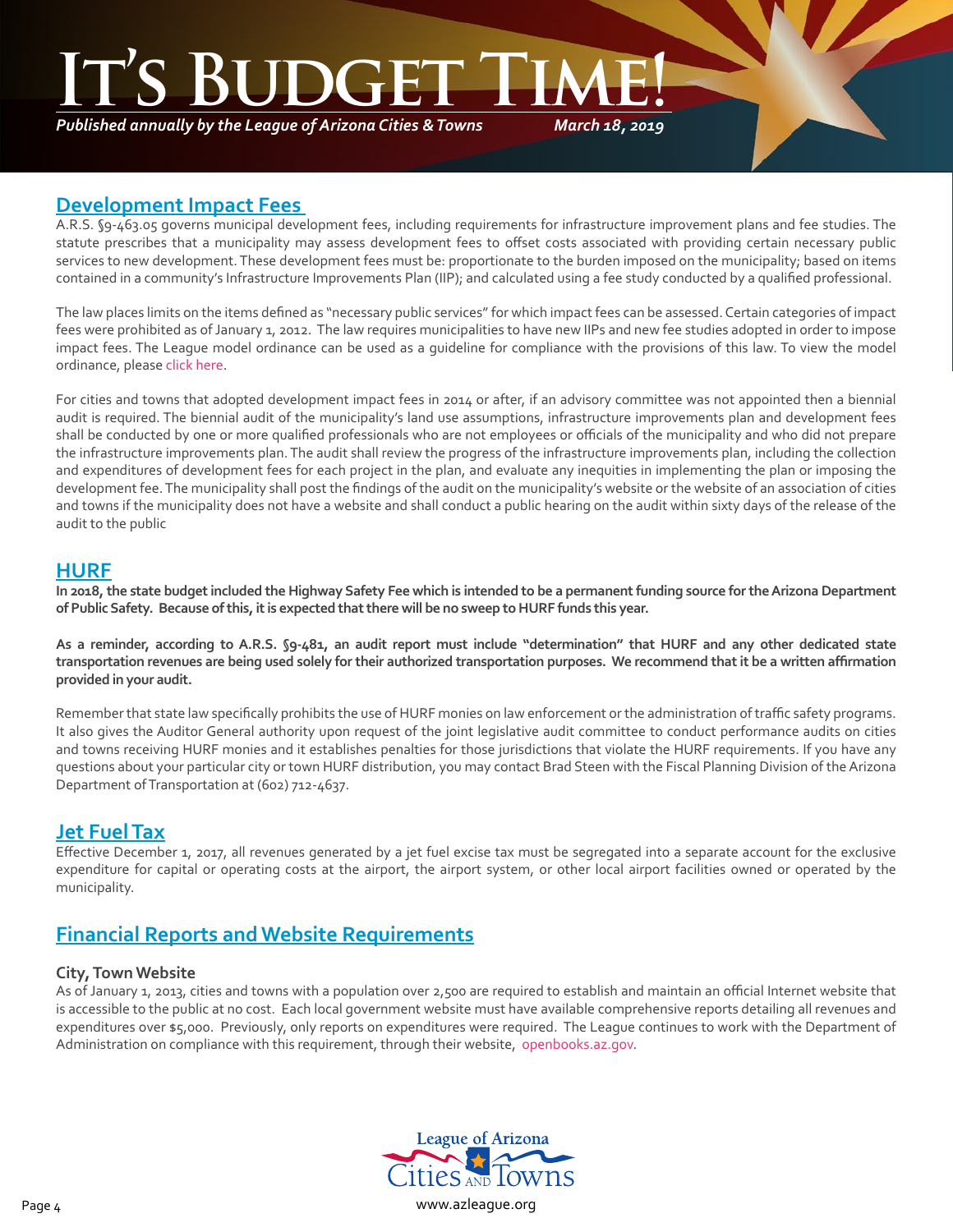## Development Impact Fees

A.R.S. §9-463.05 governs municipal development fees, including requirements for infrastructure improvement plans and fee studies. The statute prescribes that a municipality may assess development fees to offset costs associated with providing certain necessary public services to new development. These development fees must be: proportionate to the burden imposed on the municipality; based on items contained in a community's Infrastructure Improvements Plan (IIP); and calculated using a fee study conducted by a qualified professional.

The law places limits on the items defined as "necessary public services" for which impact fees can be assessed. Certain categories of impact fees were prohibited as of January 1, 2012. The law requires municipalities to have new IIPs and new fee studies adopted in order to impose impact fees. The League model ordinance can be used as a guideline for compliance with the provisions of this law. To view the model ordinance, please click here.

For cities and towns that adopted development impact fees in 2014 or after, if an advisory committee was not appointed then a biennial audit is required. The biennial audit of the municipality's land use assumptions, infrastructure improvements plan and development fees shall be conducted by one or more qualified professionals who are not employees or officials of the municipality and who did not prepare the infrastructure improvements plan. The audit shall review the progress of the infrastructure improvements plan, including the collection and expenditures of development fees for each project in the plan, and evaluate any inequities in implementing the plan or imposing the development fee. The municipality shall post the findings of the audit on the municipality's website or the website of an association of cities and towns if the municipality does not have a website and shall conduct a public hearing on the audit within sixty days of the release of the audit to the public

## HURF

**In 2018, the state budget included the Highway Safety Fee which is intended to be a permanent funding source for the Arizona Department of Public Safety. Because of this, it is expected that there will be no sweep to HURF funds this year.**

**As a reminder, according to A.R.S. §9-481, an audit report must include "determination" that HURF and any other dedicated state transportation revenues are being used solely for their authorized transportation purposes. We recommend that it be a written affirmation provided in your audit.**

Remember that state law specifically prohibits the use of HURF monies on law enforcement or the administration of traffic safety programs. It also gives the Auditor General authority upon request of the joint legislative audit committee to conduct performance audits on cities and towns receiving HURF monies and it establishes penalties for those jurisdictions that violate the HURF requirements. If you have any questions about your particular city or town HURF distribution, you may contact Brad Steen with the Fiscal Planning Division of the Arizona Department of Transportation at (602) 712-4637.

## Jet Fuel Tax

Effective December 1, 2017, all revenues generated by a jet fuel excise tax must be segregated into a separate account for the exclusive expenditure for capital or operating costs at the airport, the airport system, or other local airport facilities owned or operated by the municipality.

## Financial Reports and Website Requirements

### City, Town Website

As of January 1, 2013, cities and towns with a population over 2,500 are required to establish and maintain an official Internet website that is accessible to the public at no cost. Each local government website must have available comprehensive reports detailing all revenues and expenditures over $5,000. Previously, only reports on expenditures were required. The League continues to work with the Department of Administration on compliance with this requirement, through their website, openbooks.az.gov.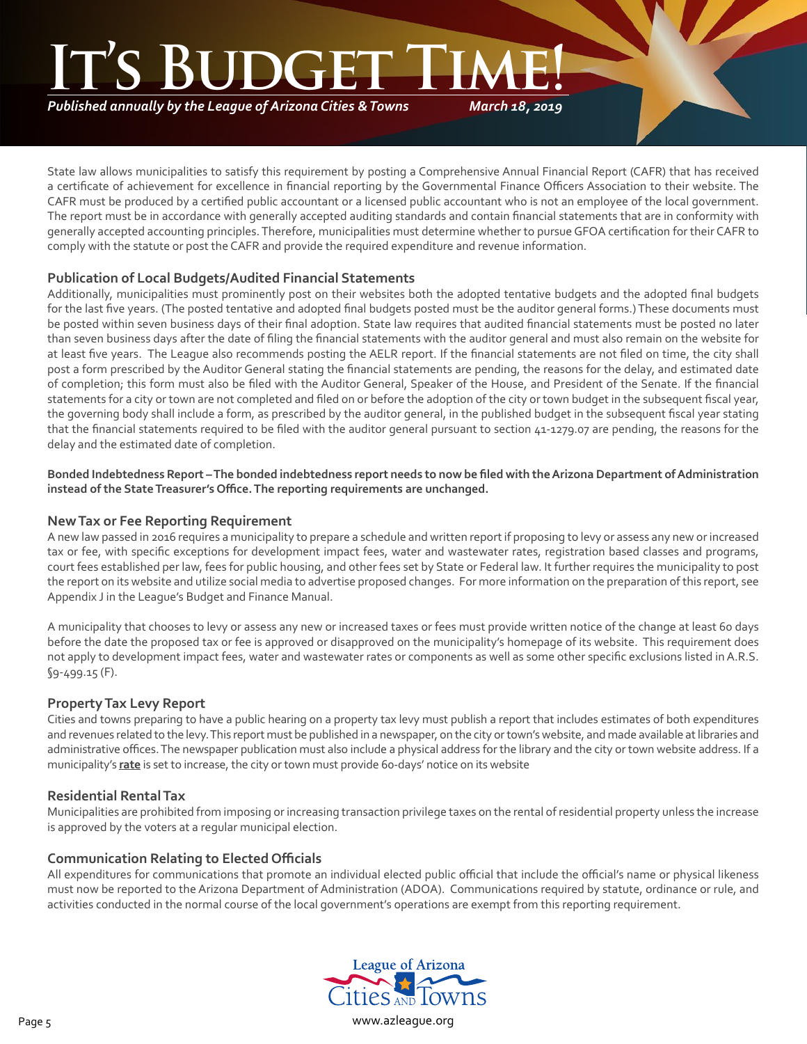State law allows municipalities to satisfy this requirement by posting a Comprehensive Annual Financial Report (CAFR) that has received a certificate of achievement for excellence in financial reporting by the Governmental Finance Officers Association to their website. The CAFR must be produced by a certified public accountant or a licensed public accountant who is not an employee of the local government. The report must be in accordance with generally accepted auditing standards and contain financial statements that are in conformity with generally accepted accounting principles. Therefore, municipalities must determine whether to pursue GFOA certification for their CAFR to comply with the statute or post the CAFR and provide the required expenditure and revenue information.

### Publication of Local Budgets/Audited Financial Statements

Additionally, municipalities must prominently post on their websites both the adopted tentative budgets and the adopted final budgets for the last five years. (The posted tentative and adopted final budgets posted must be the auditor general forms.) These documents must be posted within seven business days of their final adoption. State law requires that audited financial statements must be posted no later than seven business days after the date of filing the financial statements with the auditor general and must also remain on the website for at least five years. The League also recommends posting the AELR report. If the financial statements are not filed on time, the city shall post a form prescribed by the Auditor General stating the financial statements are pending, the reasons for the delay, and estimated date of completion; this form must also be filed with the Auditor General, Speaker of the House, and President of the Senate. If the financial statements for a city or town are not completed and filed on or before the adoption of the city or town budget in the subsequent fiscal year, the governing body shall include a form, as prescribed by the auditor general, in the published budget in the subsequent fiscal year stating that the financial statements required to be filed with the auditor general pursuant to section 41-1279.07 are pending, the reasons for the delay and the estimated date of completion.

**Bonded Indebtedness Report – The bonded indebtedness report needs to now be filed with the Arizona Department of Administration instead of the State Treasurer's Office. The reporting requirements are unchanged.**

### New Tax or Fee Reporting Requirement

A new law passed in 2016 requires a municipality to prepare a schedule and written report if proposing to levy or assess any new or increased tax or fee, with specific exceptions for development impact fees, water and wastewater rates, registration based classes and programs, court fees established per law, fees for public housing, and other fees set by State or Federal law. It further requires the municipality to post the report on its website and utilize social media to advertise proposed changes. For more information on the preparation of this report, see Appendix J in the League's Budget and Finance Manual.

A municipality that chooses to levy or assess any new or increased taxes or fees must provide written notice of the change at least 60 days before the date the proposed tax or fee is approved or disapproved on the municipality's homepage of its website. This requirement does not apply to development impact fees, water and wastewater rates or components as well as some other specific exclusions listed in A.R.S. §9-499.15 (F).

### Property Tax Levy Report

Cities and towns preparing to have a public hearing on a property tax levy must publish a report that includes estimates of both expenditures and revenues related to the levy. This report must be published in a newspaper, on the city or town's website, and made available at libraries and administrative offices. The newspaper publication must also include a physical address for the library and the city or town website address. If a municipality's **rate** is set to increase, the city or town must provide 60-days' notice on its website

### Residential Rental Tax

Municipalities are prohibited from imposing or increasing transaction privilege taxes on the rental of residential property unless the increase is approved by the voters at a regular municipal election.

### Communication Relating to Elected Officials

All expenditures for communications that promote an individual elected public official that include the official's name or physical likeness must now be reported to the Arizona Department of Administration (ADOA). Communications required by statute, ordinance or rule, and activities conducted in the normal course of the local government's operations are exempt from this reporting requirement.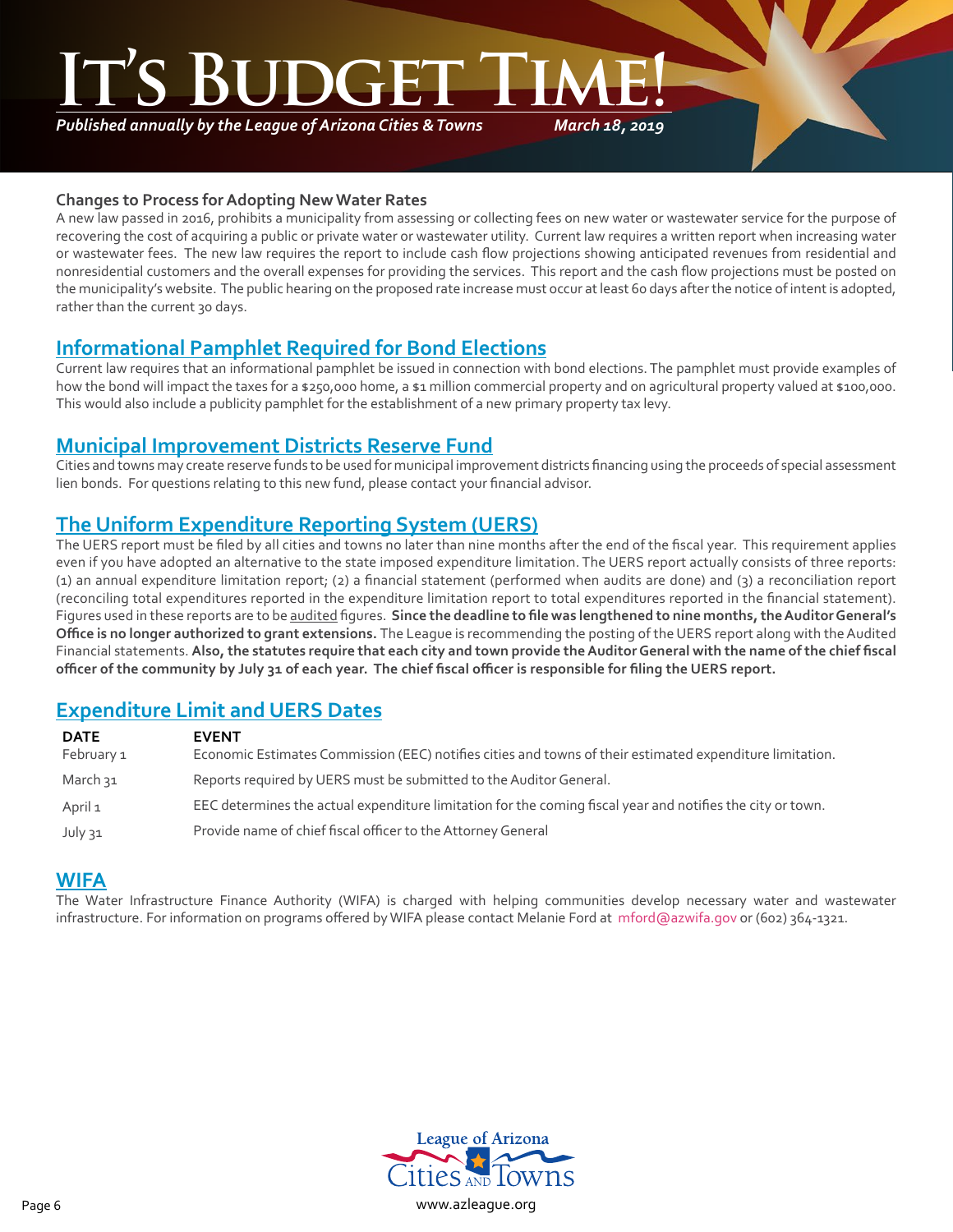## Changes to Process for Adopting New Water Rates

A new law passed in 2016, prohibits a municipality from assessing or collecting fees on new water or wastewater service for the purpose of recovering the cost of acquiring a public or private water or wastewater utility. Current law requires a written report when increasing water or wastewater fees. The new law requires the report to include cash flow projections showing anticipated revenues from residential and nonresidential customers and the overall expenses for providing the services. This report and the cash flow projections must be posted on the municipality's website. The public hearing on the proposed rate increase must occur at least 60 days after the notice of intent is adopted, rather than the current 30 days.

## Informational Pamphlet Required for Bond Elections

Current law requires that an informational pamphlet be issued in connection with bond elections. The pamphlet must provide examples of how the bond will impact the taxes for a $250,000 home, a $1 million commercial property and on agricultural property valued at $100,000. This would also include a publicity pamphlet for the establishment of a new primary property tax levy.

## Municipal Improvement Districts Reserve Fund

Cities and towns may create reserve funds to be used for municipal improvement districts financing using the proceeds of special assessment lien bonds. For questions relating to this new fund, please contact your financial advisor.

## The Uniform Expenditure Reporting System (UERS)

The UERS report must be filed by all cities and towns no later than nine months after the end of the fiscal year. This requirement applies even if you have adopted an alternative to the state imposed expenditure limitation. The UERS report actually consists of three reports: (1) an annual expenditure limitation report; (2) a financial statement (performed when audits are done) and (3) a reconciliation report (reconciling total expenditures reported in the expenditure limitation report to total expenditures reported in the financial statement). Figures used in these reports are to be audited figures. **Since the deadline to file was lengthened to nine months, the Auditor General's Office is no longer authorized to grant extensions.** The League is recommending the posting of the UERS report along with the Audited Financial statements. **Also, the statutes require that each city and town provide the Auditor General with the name of the chief fiscal officer of the community by July 31 of each year. The chief fiscal officer is responsible for filing the UERS report.**

## Expenditure Limit and UERS Dates

| DATE | EVENT |
|---|---|
| February 1 | Economic Estimates Commission (EEC) notifies cities and towns of their estimated expenditure limitation. |
| March 31 | Reports required by UERS must be submitted to the Auditor General. |
| April 1 | EEC determines the actual expenditure limitation for the coming fiscal year and notifies the city or town. |
| July 31 | Provide name of chief fiscal officer to the Attorney General |

## WIFA

The Water Infrastructure Finance Authority (WIFA) is charged with helping communities develop necessary water and wastewater infrastructure. For information on programs offered by WIFA please contact Melanie Ford at mford@azwifa.gov or (602) 364-1321.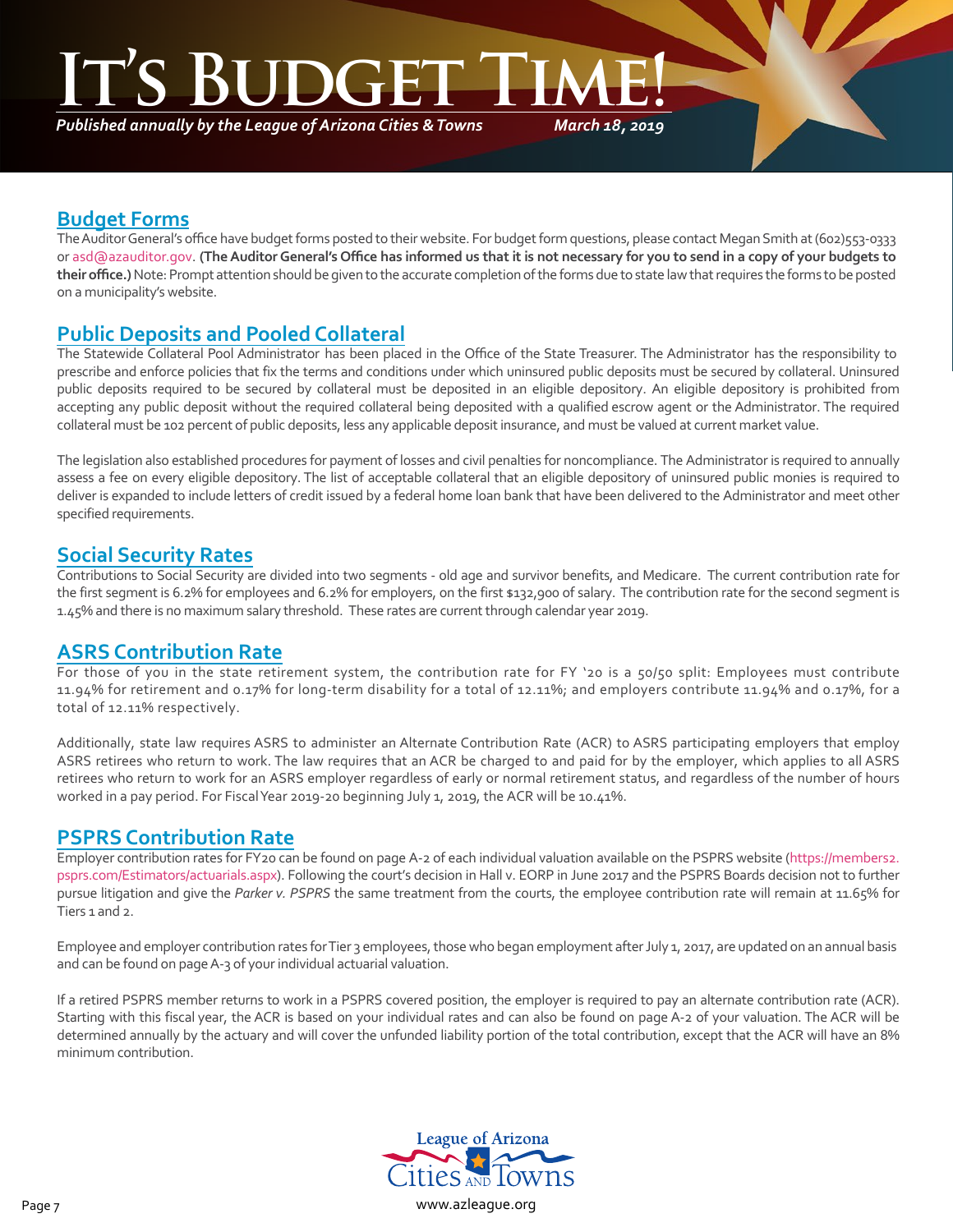## Budget Forms

The Auditor General's office have budget forms posted to their website. For budget form questions, please contact Megan Smith at (602)553-0333 or asd@azauditor.gov. **(The Auditor General's Office has informed us that it is not necessary for you to send in a copy of your budgets to their office.)** Note: Prompt attention should be given to the accurate completion of the forms due to state law that requires the forms to be posted on a municipality's website.

## Public Deposits and Pooled Collateral

The Statewide Collateral Pool Administrator has been placed in the Office of the State Treasurer. The Administrator has the responsibility to prescribe and enforce policies that fix the terms and conditions under which uninsured public deposits must be secured by collateral. Uninsured public deposits required to be secured by collateral must be deposited in an eligible depository. An eligible depository is prohibited from accepting any public deposit without the required collateral being deposited with a qualified escrow agent or the Administrator. The required collateral must be 102 percent of public deposits, less any applicable deposit insurance, and must be valued at current market value.

The legislation also established procedures for payment of losses and civil penalties for noncompliance. The Administrator is required to annually assess a fee on every eligible depository. The list of acceptable collateral that an eligible depository of uninsured public monies is required to deliver is expanded to include letters of credit issued by a federal home loan bank that have been delivered to the Administrator and meet other specified requirements.

## Social Security Rates

Contributions to Social Security are divided into two segments - old age and survivor benefits, and Medicare. The current contribution rate for the first segment is 6.2% for employees and 6.2% for employers, on the first $132,900 of salary. The contribution rate for the second segment is 1.45% and there is no maximum salary threshold. These rates are current through calendar year 2019.

## ASRS Contribution Rate

For those of you in the state retirement system, the contribution rate for FY '20 is a 50/50 split: Employees must contribute 11.94% for retirement and 0.17% for long-term disability for a total of 12.11%; and employers contribute 11.94% and 0.17%, for a total of 12.11% respectively.

Additionally, state law requires ASRS to administer an Alternate Contribution Rate (ACR) to ASRS participating employers that employ ASRS retirees who return to work. The law requires that an ACR be charged to and paid for by the employer, which applies to all ASRS retirees who return to work for an ASRS employer regardless of early or normal retirement status, and regardless of the number of hours worked in a pay period. For Fiscal Year 2019-20 beginning July 1, 2019, the ACR will be 10.41%.

## PSPRS Contribution Rate

Employer contribution rates for FY20 can be found on page A-2 of each individual valuation available on the PSPRS website (https://members2.psprs.com/Estimators/actuarials.aspx). Following the court's decision in Hall v. EORP in June 2017 and the PSPRS Boards decision not to further pursue litigation and give the *Parker v. PSPRS* the same treatment from the courts, the employee contribution rate will remain at 11.65% for Tiers 1 and 2.

Employee and employer contribution rates for Tier 3 employees, those who began employment after July 1, 2017, are updated on an annual basis and can be found on page A-3 of your individual actuarial valuation.

If a retired PSPRS member returns to work in a PSPRS covered position, the employer is required to pay an alternate contribution rate (ACR). Starting with this fiscal year, the ACR is based on your individual rates and can also be found on page A-2 of your valuation. The ACR will be determined annually by the actuary and will cover the unfunded liability portion of the total contribution, except that the ACR will have an 8% minimum contribution.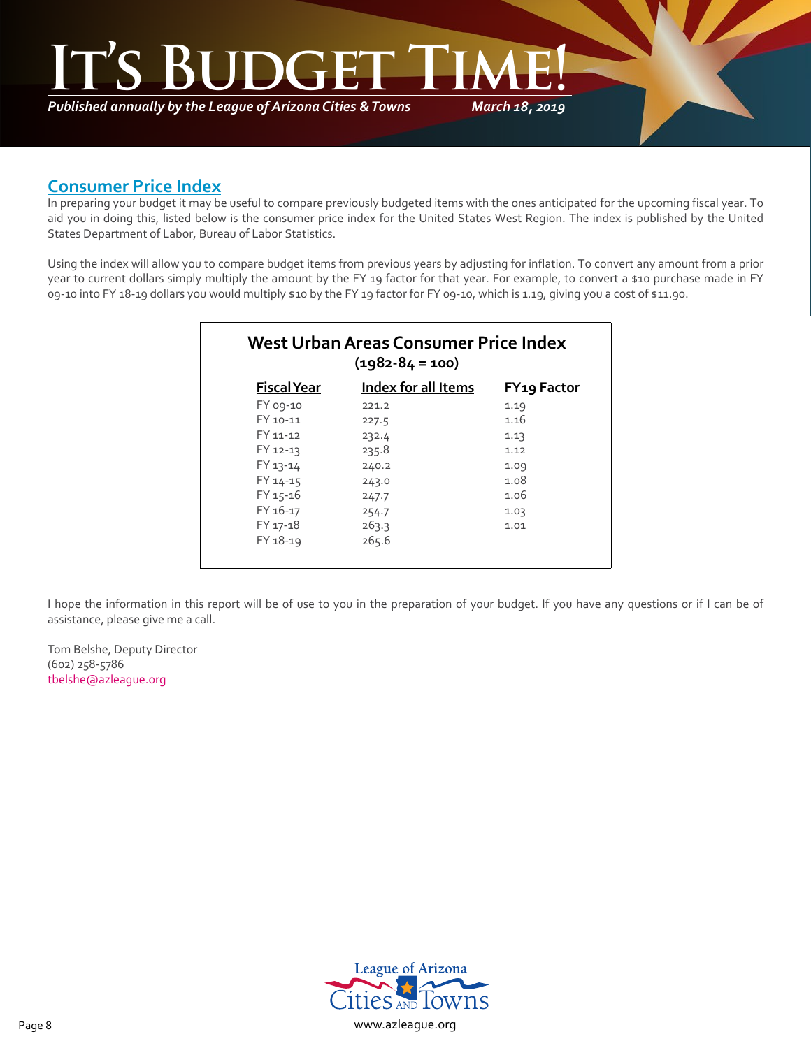## Consumer Price Index

In preparing your budget it may be useful to compare previously budgeted items with the ones anticipated for the upcoming fiscal year. To aid you in doing this, listed below is the consumer price index for the United States West Region. The index is published by the United States Department of Labor, Bureau of Labor Statistics.

Using the index will allow you to compare budget items from previous years by adjusting for inflation. To convert any amount from a prior year to current dollars simply multiply the amount by the FY 19 factor for that year. For example, to convert a $10 purchase made in FY 09-10 into FY 18-19 dollars you would multiply $10 by the FY 19 factor for FY 09-10, which is 1.19, giving you a cost of $11.90.

**West Urban Areas Consumer Price Index**
**(1982-84 = 100)**

| Fiscal Year | Index for all Items | FY19 Factor |
|---|---|---|
| FY 09-10 | 221.2 | 1.19 |
| FY 10-11 | 227.5 | 1.16 |
| FY 11-12 | 232.4 | 1.13 |
| FY 12-13 | 235.8 | 1.12 |
| FY 13-14 | 240.2 | 1.09 |
| FY 14-15 | 243.0 | 1.08 |
| FY 15-16 | 247.7 | 1.06 |
| FY 16-17 | 254.7 | 1.03 |
| FY 17-18 | 263.3 | 1.01 |
| FY 18-19 | 265.6 | |

I hope the information in this report will be of use to you in the preparation of your budget. If you have any questions or if I can be of assistance, please give me a call.

Tom Belshe, Deputy Director
(602) 258-5786
tbelshe@azleague.org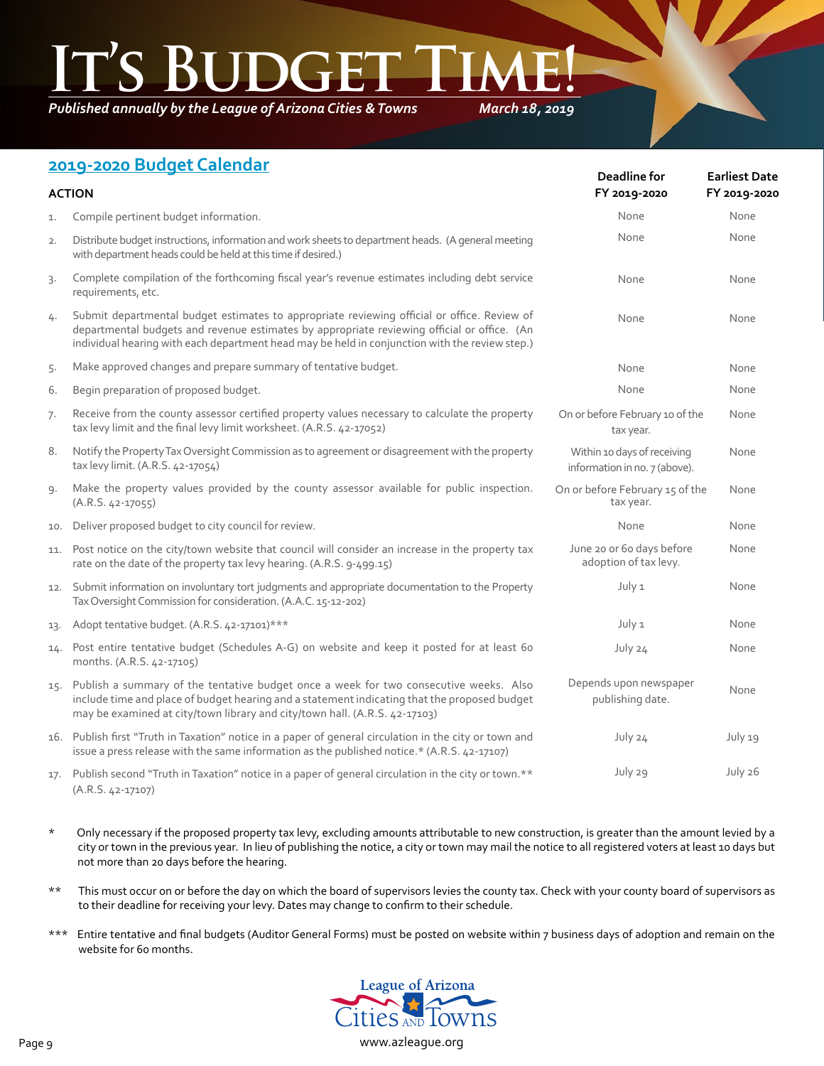# It's Budget Time!

*Published annually by the League of Arizona Cities & Towns* *March 18, 2019*

## 2019-2020 Budget Calendar

| | ACTION | Deadline for FY 2019-2020 | Earliest Date FY 2019-2020 |
|---|---|---|---|
| 1. | Compile pertinent budget information. | None | None |
| 2. | Distribute budget instructions, information and work sheets to department heads. (A general meeting with department heads could be held at this time if desired.) | None | None |
| 3. | Complete compilation of the forthcoming fiscal year's revenue estimates including debt service requirements, etc. | None | None |
| 4. | Submit departmental budget estimates to appropriate reviewing official or office. Review of departmental budgets and revenue estimates by appropriate reviewing official or office. (An individual hearing with each department head may be held in conjunction with the review step.) | None | None |
| 5. | Make approved changes and prepare summary of tentative budget. | None | None |
| 6. | Begin preparation of proposed budget. | None | None |
| 7. | Receive from the county assessor certified property values necessary to calculate the property tax levy limit and the final levy limit worksheet. (A.R.S. 42-17052) | On or before February 10 of the tax year. | None |
| 8. | Notify the Property Tax Oversight Commission as to agreement or disagreement with the property tax levy limit. (A.R.S. 42-17054) | Within 10 days of receiving information in no. 7 (above). | None |
| 9. | Make the property values provided by the county assessor available for public inspection. (A.R.S. 42-17055) | On or before February 15 of the tax year. | None |
| 10. | Deliver proposed budget to city council for review. | None | None |
| 11. | Post notice on the city/town website that council will consider an increase in the property tax rate on the date of the property tax levy hearing. (A.R.S. 9-499.15) | June 20 or 60 days before adoption of tax levy. | None |
| 12. | Submit information on involuntary tort judgments and appropriate documentation to the Property Tax Oversight Commission for consideration. (A.A.C. 15-12-202) | July 1 | None |
| 13. | Adopt tentative budget. (A.R.S. 42-17101)*** | July 1 | None |
| 14. | Post entire tentative budget (Schedules A-G) on website and keep it posted for at least 60 months. (A.R.S. 42-17105) | July 24 | None |
| 15. | Publish a summary of the tentative budget once a week for two consecutive weeks. Also include time and place of budget hearing and a statement indicating that the proposed budget may be examined at city/town library and city/town hall. (A.R.S. 42-17103) | Depends upon newspaper publishing date. | None |
| 16. | Publish first "Truth in Taxation" notice in a paper of general circulation in the city or town and issue a press release with the same information as the published notice.* (A.R.S. 42-17107) | July 24 | July 19 |
| 17. | Publish second "Truth in Taxation" notice in a paper of general circulation in the city or town.** (A.R.S. 42-17107) | July 29 | July 26 |

\* Only necessary if the proposed property tax levy, excluding amounts attributable to new construction, is greater than the amount levied by a city or town in the previous year. In lieu of publishing the notice, a city or town may mail the notice to all registered voters at least 10 days but not more than 20 days before the hearing.

\*\* This must occur on or before the day on which the board of supervisors levies the county tax. Check with your county board of supervisors as to their deadline for receiving your levy. Dates may change to confirm to their schedule.

\*\*\* Entire tentative and final budgets (Auditor General Forms) must be posted on website within 7 business days of adoption and remain on the website for 60 months.

League of Arizona Cities and Towns

www.azleague.org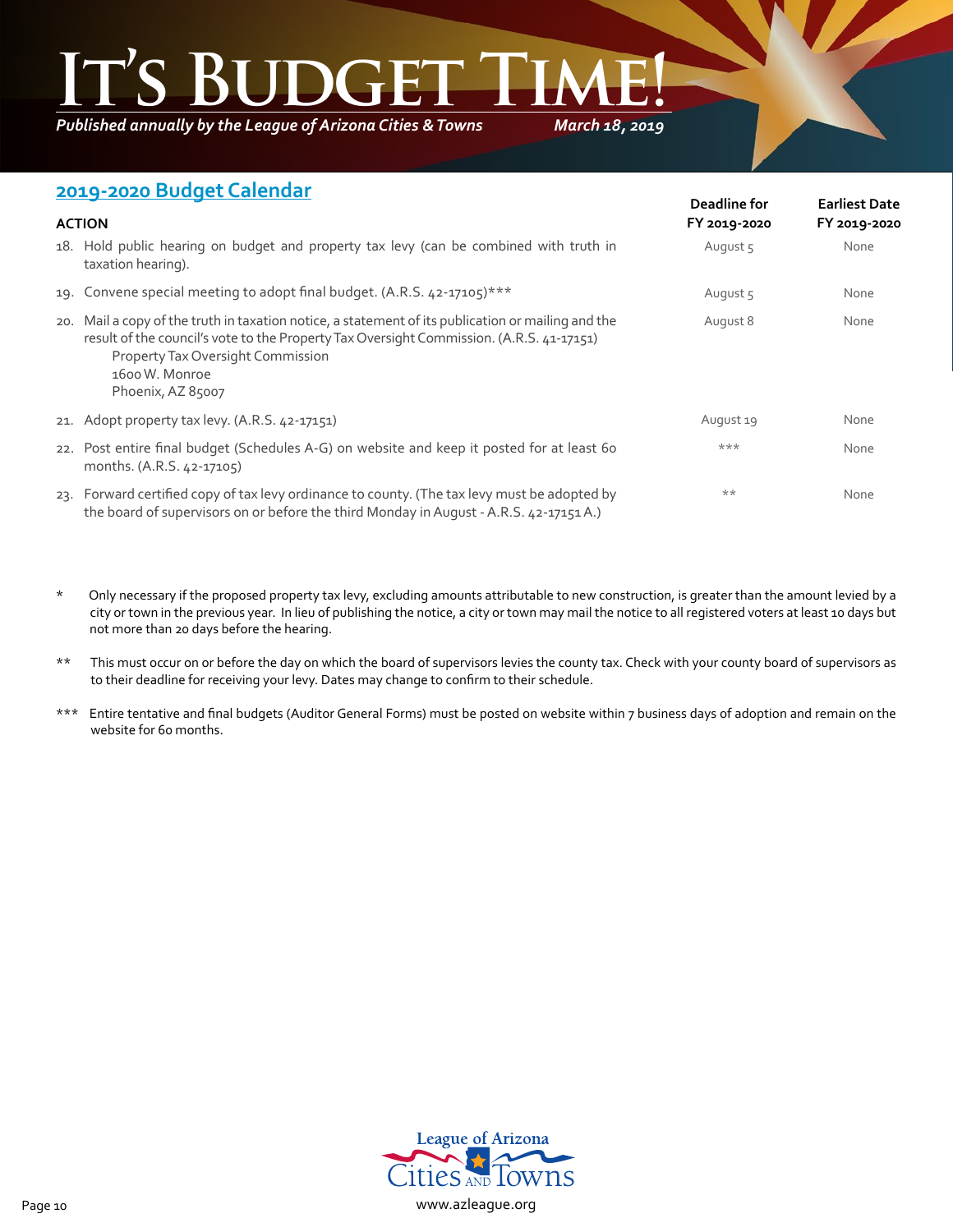# It's Budget Time!

*Published annually by the League of Arizona Cities & Towns* *March 18, 2019*

## 2019-2020 Budget Calendar

| ACTION | Deadline for FY 2019-2020 | Earliest Date FY 2019-2020 |
|---|---|---|
| 18. Hold public hearing on budget and property tax levy (can be combined with truth in taxation hearing). | August 5 | None |
| 19. Convene special meeting to adopt final budget. (A.R.S. 42-17105)*** | August 5 | None |
| 20. Mail a copy of the truth in taxation notice, a statement of its publication or mailing and the result of the council's vote to the Property Tax Oversight Commission. (A.R.S. 41-17151)<br>Property Tax Oversight Commission<br>1600 W. Monroe<br>Phoenix, AZ 85007 | August 8 | None |
| 21. Adopt property tax levy. (A.R.S. 42-17151) | August 19 | None |
| 22. Post entire final budget (Schedules A-G) on website and keep it posted for at least 60 months. (A.R.S. 42-17105) | *** | None |
| 23. Forward certified copy of tax levy ordinance to county. (The tax levy must be adopted by the board of supervisors on or before the third Monday in August - A.R.S. 42-17151 A.) | ** | None |

\* Only necessary if the proposed property tax levy, excluding amounts attributable to new construction, is greater than the amount levied by a city or town in the previous year. In lieu of publishing the notice, a city or town may mail the notice to all registered voters at least 10 days but not more than 20 days before the hearing.

** This must occur on or before the day on which the board of supervisors levies the county tax. Check with your county board of supervisors as to their deadline for receiving your levy. Dates may change to confirm to their schedule.

*** Entire tentative and final budgets (Auditor General Forms) must be posted on website within 7 business days of adoption and remain on the website for 60 months.

League of Arizona Cities and Towns
www.azleague.org